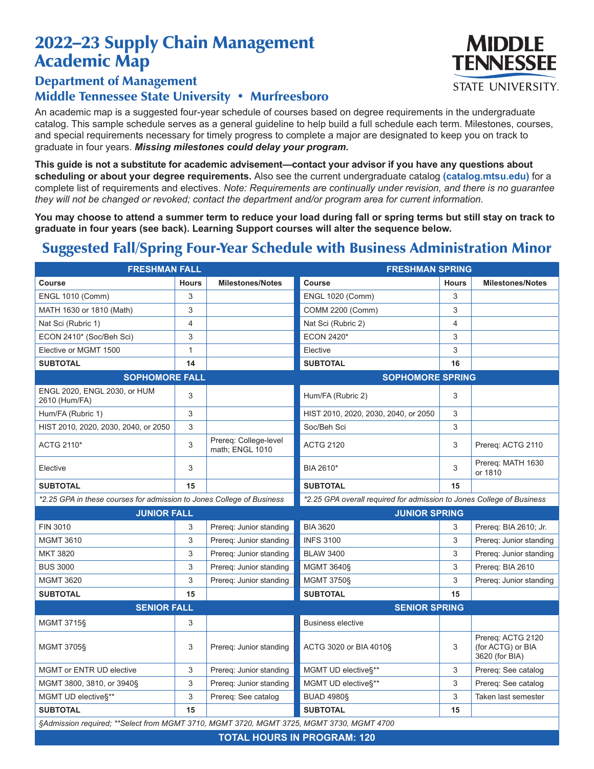# 2022–23 Supply Chain Management Academic Map

## Department of Management
## Middle Tennessee State University • Murfreesboro

An academic map is a suggested four-year schedule of courses based on degree requirements in the undergraduate catalog. This sample schedule serves as a general guideline to help build a full schedule each term. Milestones, courses, and special requirements necessary for timely progress to complete a major are designated to keep you on track to graduate in four years. ***Missing milestones could delay your program.***

**This guide is not a substitute for academic advisement—contact your advisor if you have any questions about scheduling or about your degree requirements.** Also see the current undergraduate catalog **(catalog.mtsu.edu)** for a complete list of requirements and electives. *Note: Requirements are continually under revision, and there is no guarantee they will not be changed or revoked; contact the department and/or program area for current information.*

**You may choose to attend a summer term to reduce your load during fall or spring terms but still stay on track to graduate in four years (see back). Learning Support courses will alter the sequence below.**

## Suggested Fall/Spring Four-Year Schedule with Business Administration Minor

| FRESHMAN FALL | | | FRESHMAN SPRING | | |
|---|---|---|---|---|---|
| **Course** | **Hours** | **Milestones/Notes** | **Course** | **Hours** | **Milestones/Notes** |
| ENGL 1010 (Comm) | 3 | | ENGL 1020 (Comm) | 3 | |
| MATH 1630 or 1810 (Math) | 3 | | COMM 2200 (Comm) | 3 | |
| Nat Sci (Rubric 1) | 4 | | Nat Sci (Rubric 2) | 4 | |
| ECON 2410* (Soc/Beh Sci) | 3 | | ECON 2420* | 3 | |
| Elective or MGMT 1500 | 1 | | Elective | 3 | |
| **SUBTOTAL** | **14** | | **SUBTOTAL** | **16** | |
| **SOPHOMORE FALL** | | | **SOPHOMORE SPRING** | | |
| ENGL 2020, ENGL 2030, or HUM 2610 (Hum/FA) | 3 | | Hum/FA (Rubric 2) | 3 | |
| Hum/FA (Rubric 1) | 3 | | HIST 2010, 2020, 2030, 2040, or 2050 | 3 | |
| HIST 2010, 2020, 2030, 2040, or 2050 | 3 | | Soc/Beh Sci | 3 | |
| ACTG 2110* | 3 | Prereq: College-level math; ENGL 1010 | ACTG 2120 | 3 | Prereq: ACTG 2110 |
| Elective | 3 | | BIA 2610* | 3 | Prereq: MATH 1630 or 1810 |
| **SUBTOTAL** | **15** | | **SUBTOTAL** | **15** | |
| *\*2.25 GPA in these courses for admission to Jones College of Business* | | | *\*2.25 GPA overall required for admission to Jones College of Business* | | |
| **JUNIOR FALL** | | | **JUNIOR SPRING** | | |
| FIN 3010 | 3 | Prereq: Junior standing | BIA 3620 | 3 | Prereq: BIA 2610; Jr. |
| MGMT 3610 | 3 | Prereq: Junior standing | INFS 3100 | 3 | Prereq: Junior standing |
| MKT 3820 | 3 | Prereq: Junior standing | BLAW 3400 | 3 | Prereq: Junior standing |
| BUS 3000 | 3 | Prereq: Junior standing | MGMT 3640§ | 3 | Prereq: BIA 2610 |
| MGMT 3620 | 3 | Prereq: Junior standing | MGMT 3750§ | 3 | Prereq: Junior standing |
| **SUBTOTAL** | **15** | | **SUBTOTAL** | **15** | |
| **SENIOR FALL** | | | **SENIOR SPRING** | | |
| MGMT 3715§ | 3 | | Business elective | | |
| MGMT 3705§ | 3 | Prereq: Junior standing | ACTG 3020 or BIA 4010§ | 3 | Prereq: ACTG 2120 (for ACTG) or BIA 3620 (for BIA) |
| MGMT or ENTR UD elective | 3 | Prereq: Junior standing | MGMT UD elective§** | 3 | Prereq: See catalog |
| MGMT 3800, 3810, or 3940§ | 3 | Prereq: Junior standing | MGMT UD elective§** | 3 | Prereq: See catalog |
| MGMT UD elective§** | 3 | Prereq: See catalog | BUAD 4980§ | 3 | Taken last semester |
| **SUBTOTAL** | **15** | | **SUBTOTAL** | **15** | |

*§Admission required; \*\*Select from MGMT 3710, MGMT 3720, MGMT 3725, MGMT 3730, MGMT 4700*

**TOTAL HOURS IN PROGRAM: 120**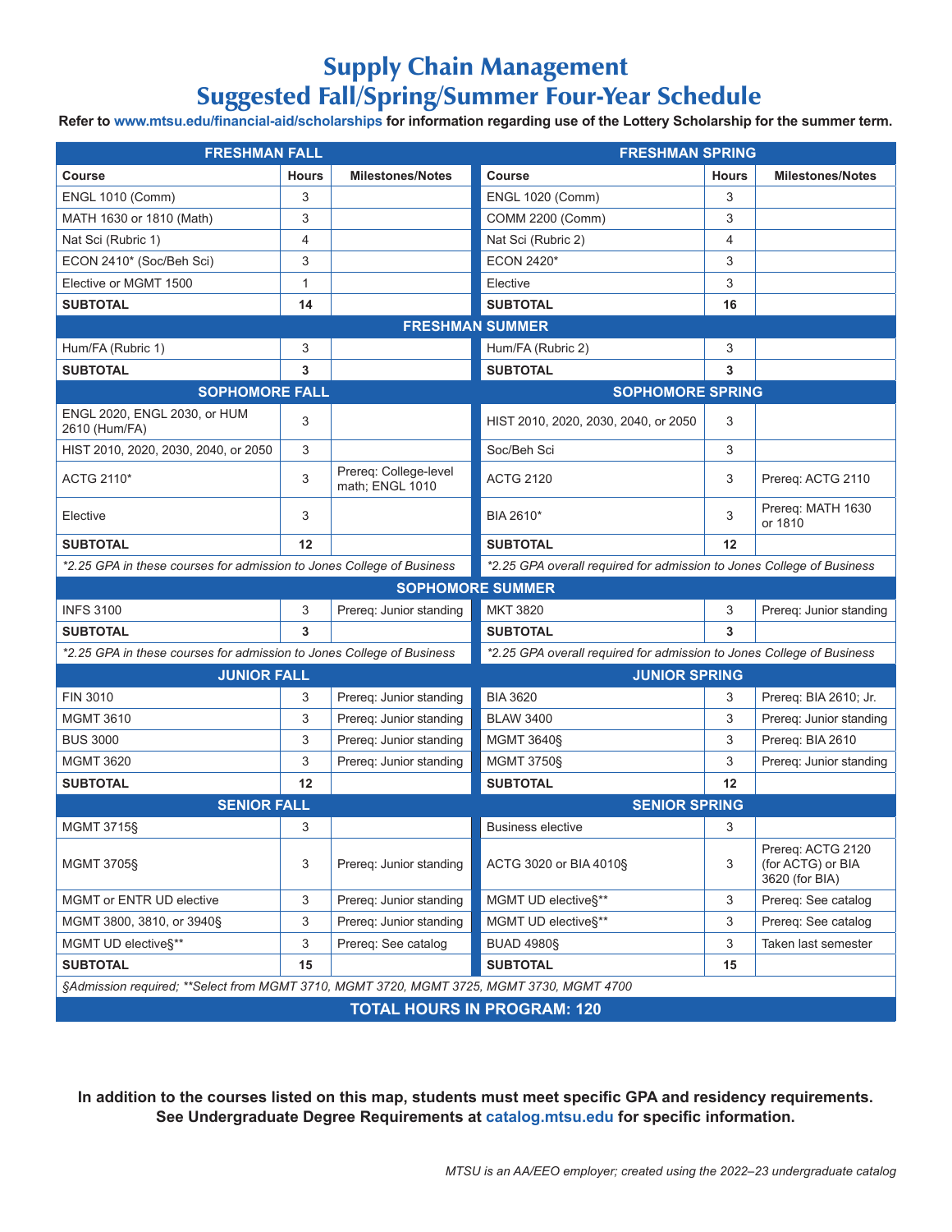# Supply Chain Management
# Suggested Fall/Spring/Summer Four-Year Schedule

**Refer to www.mtsu.edu/financial-aid/scholarships for information regarding use of the Lottery Scholarship for the summer term.**

| **FRESHMAN FALL** | | | **FRESHMAN SPRING** | | |
|---|---|---|---|---|---|
| **Course** | **Hours** | **Milestones/Notes** | **Course** | **Hours** | **Milestones/Notes** |
| ENGL 1010 (Comm) | 3 | | ENGL 1020 (Comm) | 3 | |
| MATH 1630 or 1810 (Math) | 3 | | COMM 2200 (Comm) | 3 | |
| Nat Sci (Rubric 1) | 4 | | Nat Sci (Rubric 2) | 4 | |
| ECON 2410* (Soc/Beh Sci) | 3 | | ECON 2420* | 3 | |
| Elective or MGMT 1500 | 1 | | Elective | 3 | |
| **SUBTOTAL** | **14** | | **SUBTOTAL** | **16** | |
| **FRESHMAN SUMMER** | | | | | |
| Hum/FA (Rubric 1) | 3 | | Hum/FA (Rubric 2) | 3 | |
| **SUBTOTAL** | **3** | | **SUBTOTAL** | **3** | |
| **SOPHOMORE FALL** | | | **SOPHOMORE SPRING** | | |
| ENGL 2020, ENGL 2030, or HUM 2610 (Hum/FA) | 3 | | HIST 2010, 2020, 2030, 2040, or 2050 | 3 | |
| HIST 2010, 2020, 2030, 2040, or 2050 | 3 | | Soc/Beh Sci | 3 | |
| ACTG 2110* | 3 | Prereq: College-level math; ENGL 1010 | ACTG 2120 | 3 | Prereq: ACTG 2110 |
| Elective | 3 | | BIA 2610* | 3 | Prereq: MATH 1630 or 1810 |
| **SUBTOTAL** | **12** | | **SUBTOTAL** | **12** | |
| *\*2.25 GPA in these courses for admission to Jones College of Business* | | | *\*2.25 GPA overall required for admission to Jones College of Business* | | |
| **SOPHOMORE SUMMER** | | | | | |
| INFS 3100 | 3 | Prereq: Junior standing | MKT 3820 | 3 | Prereq: Junior standing |
| **SUBTOTAL** | **3** | | **SUBTOTAL** | **3** | |
| *\*2.25 GPA in these courses for admission to Jones College of Business* | | | *\*2.25 GPA overall required for admission to Jones College of Business* | | |
| **JUNIOR FALL** | | | **JUNIOR SPRING** | | |
| FIN 3010 | 3 | Prereq: Junior standing | BIA 3620 | 3 | Prereq: BIA 2610; Jr. |
| MGMT 3610 | 3 | Prereq: Junior standing | BLAW 3400 | 3 | Prereq: Junior standing |
| BUS 3000 | 3 | Prereq: Junior standing | MGMT 3640§ | 3 | Prereq: BIA 2610 |
| MGMT 3620 | 3 | Prereq: Junior standing | MGMT 3750§ | 3 | Prereq: Junior standing |
| **SUBTOTAL** | **12** | | **SUBTOTAL** | **12** | |
| **SENIOR FALL** | | | **SENIOR SPRING** | | |
| MGMT 3715§ | 3 | | Business elective | 3 | |
| MGMT 3705§ | 3 | Prereq: Junior standing | ACTG 3020 or BIA 4010§ | 3 | Prereq: ACTG 2120 (for ACTG) or BIA 3620 (for BIA) |
| MGMT or ENTR UD elective | 3 | Prereq: Junior standing | MGMT UD elective§** | 3 | Prereq: See catalog |
| MGMT 3800, 3810, or 3940§ | 3 | Prereq: Junior standing | MGMT UD elective§** | 3 | Prereq: See catalog |
| MGMT UD elective§** | 3 | Prereq: See catalog | BUAD 4980§ | 3 | Taken last semester |
| **SUBTOTAL** | **15** | | **SUBTOTAL** | **15** | |
| *§Admission required; \*\*Select from MGMT 3710, MGMT 3720, MGMT 3725, MGMT 3730, MGMT 4700* | | | | | |
| **TOTAL HOURS IN PROGRAM: 120** | | | | | |

**In addition to the courses listed on this map, students must meet specific GPA and residency requirements. See Undergraduate Degree Requirements at catalog.mtsu.edu for specific information.**

*MTSU is an AA/EEO employer; created using the 2022–23 undergraduate catalog*